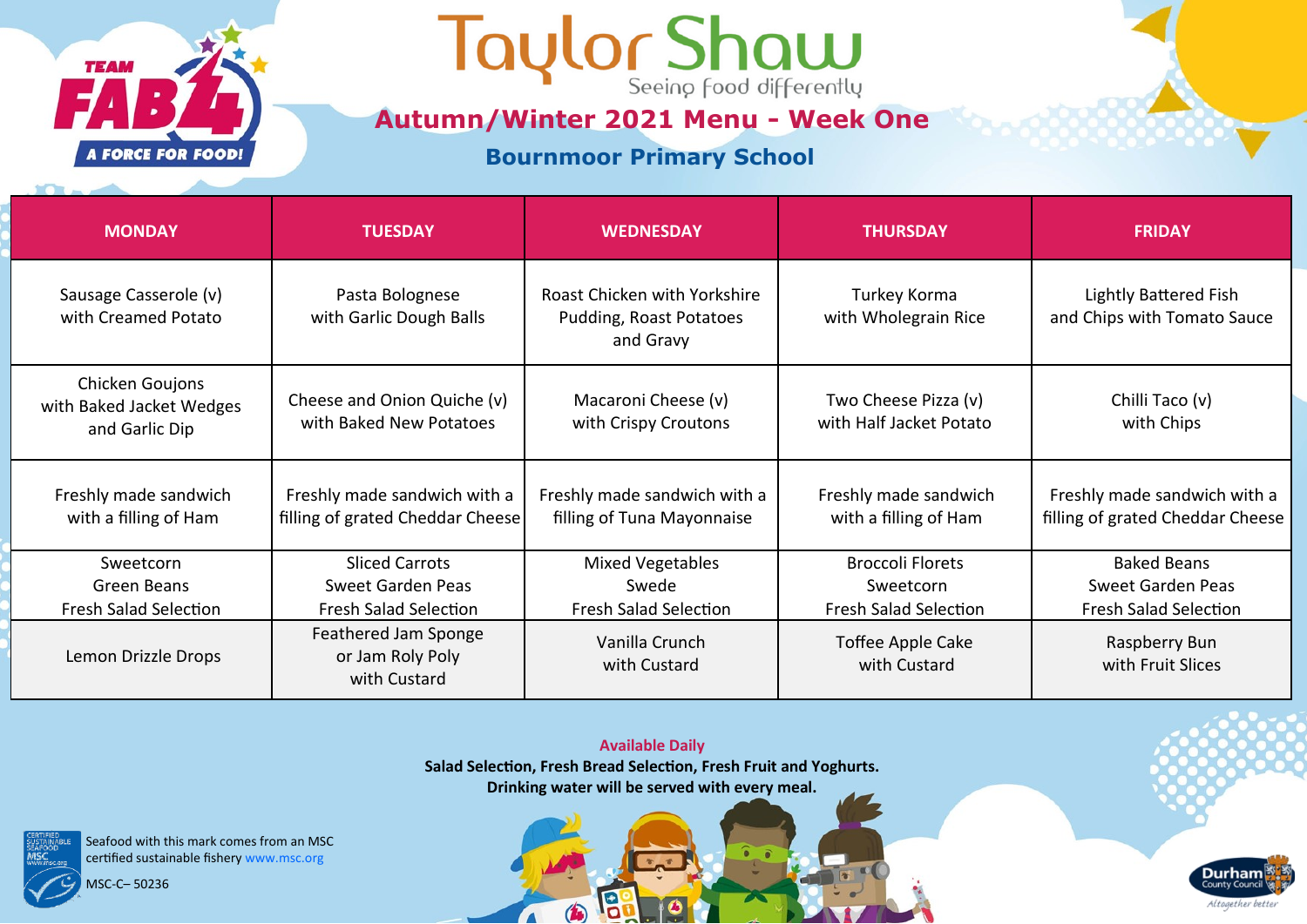# Taylor Shaw

Seeing food differently

TEAM FAB 4 — A FORCE FOR FOOD!

## Autumn/Winter 2021 Menu - Week One

### Bournmoor Primary School

| MONDAY | TUESDAY | WEDNESDAY | THURSDAY | FRIDAY |
|---|---|---|---|---|
| Sausage Casserole (v) with Creamed Potato | Pasta Bolognese with Garlic Dough Balls | Roast Chicken with Yorkshire Pudding, Roast Potatoes and Gravy | Turkey Korma with Wholegrain Rice | Lightly Battered Fish and Chips with Tomato Sauce |
| Chicken Goujons with Baked Jacket Wedges and Garlic Dip | Cheese and Onion Quiche (v) with Baked New Potatoes | Macaroni Cheese (v) with Crispy Croutons | Two Cheese Pizza (v) with Half Jacket Potato | Chilli Taco (v) with Chips |
| Freshly made sandwich with a filling of Ham | Freshly made sandwich with a filling of grated Cheddar Cheese | Freshly made sandwich with a filling of Tuna Mayonnaise | Freshly made sandwich with a filling of Ham | Freshly made sandwich with a filling of grated Cheddar Cheese |
| Sweetcorn<br>Green Beans<br>Fresh Salad Selection | Sliced Carrots<br>Sweet Garden Peas<br>Fresh Salad Selection | Mixed Vegetables<br>Swede<br>Fresh Salad Selection | Broccoli Florets<br>Sweetcorn<br>Fresh Salad Selection | Baked Beans<br>Sweet Garden Peas<br>Fresh Salad Selection |
| Lemon Drizzle Drops | Feathered Jam Sponge or Jam Roly Poly with Custard | Vanilla Crunch with Custard | Toffee Apple Cake with Custard | Raspberry Bun with Fruit Slices |

**Available Daily**

**Salad Selection, Fresh Bread Selection, Fresh Fruit and Yoghurts.**

**Drinking water will be served with every meal.**

Seafood with this mark comes from an MSC certified sustainable fishery www.msc.org

MSC-C– 50236

Durham County Council — Altogether better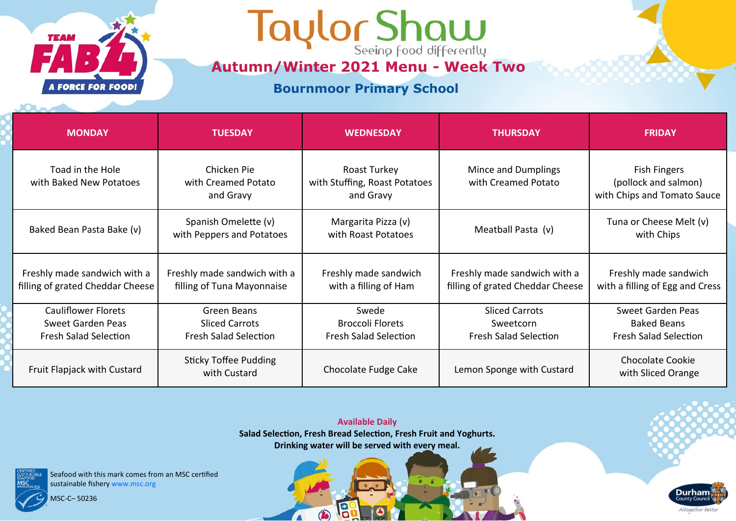# Taylor Shaw

Seeing food differently

## Autumn/Winter 2021 Menu - Week Two

### Bournmoor Primary School

| MONDAY | TUESDAY | WEDNESDAY | THURSDAY | FRIDAY |
|---|---|---|---|---|
| Toad in the Hole with Baked New Potatoes | Chicken Pie with Creamed Potato and Gravy | Roast Turkey with Stuffing, Roast Potatoes and Gravy | Mince and Dumplings with Creamed Potato | Fish Fingers (pollock and salmon) with Chips and Tomato Sauce |
| Baked Bean Pasta Bake (v) | Spanish Omelette (v) with Peppers and Potatoes | Margarita Pizza (v) with Roast Potatoes | Meatball Pasta (v) | Tuna or Cheese Melt (v) with Chips |
| Freshly made sandwich with a filling of grated Cheddar Cheese | Freshly made sandwich with a filling of Tuna Mayonnaise | Freshly made sandwich with a filling of Ham | Freshly made sandwich with a filling of grated Cheddar Cheese | Freshly made sandwich with a filling of Egg and Cress |
| Cauliflower Florets<br>Sweet Garden Peas<br>Fresh Salad Selection | Green Beans<br>Sliced Carrots<br>Fresh Salad Selection | Swede<br>Broccoli Florets<br>Fresh Salad Selection | Sliced Carrots<br>Sweetcorn<br>Fresh Salad Selection | Sweet Garden Peas<br>Baked Beans<br>Fresh Salad Selection |
| Fruit Flapjack with Custard | Sticky Toffee Pudding with Custard | Chocolate Fudge Cake | Lemon Sponge with Custard | Chocolate Cookie with Sliced Orange |

**Available Daily**

**Salad Selection, Fresh Bread Selection, Fresh Fruit and Yoghurts.**

**Drinking water will be served with every meal.**

Seafood with this mark comes from an MSC certified sustainable fishery www.msc.org

MSC-C– 50236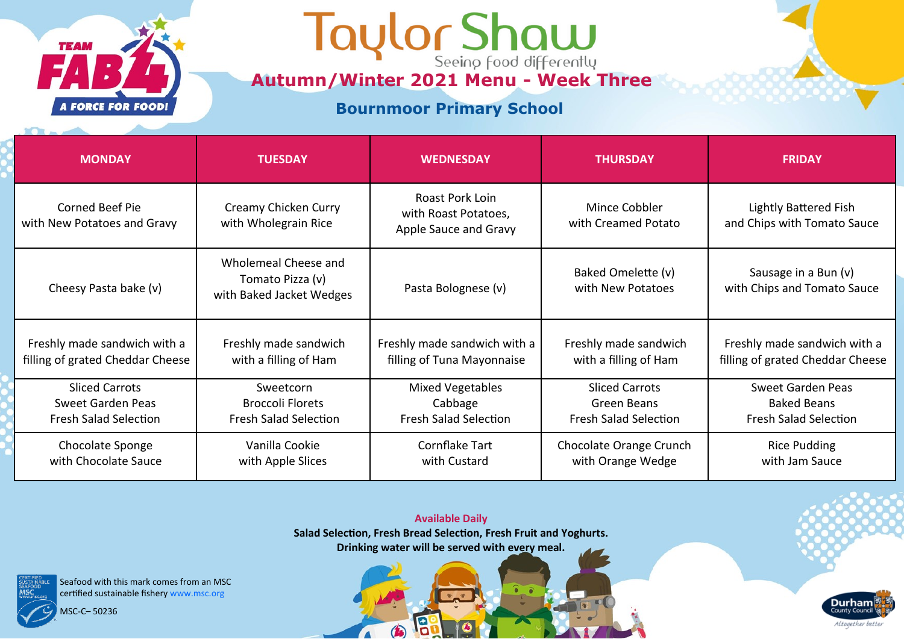TEAM FAB 4 A FORCE FOR FOOD!

# Taylor Shaw

Seeing food differently

## Autumn/Winter 2021 Menu - Week Three

### Bournmoor Primary School

| MONDAY | TUESDAY | WEDNESDAY | THURSDAY | FRIDAY |
|---|---|---|---|---|
| Corned Beef Pie with New Potatoes and Gravy | Creamy Chicken Curry with Wholegrain Rice | Roast Pork Loin with Roast Potatoes, Apple Sauce and Gravy | Mince Cobbler with Creamed Potato | Lightly Battered Fish and Chips with Tomato Sauce |
| Cheesy Pasta bake (v) | Wholemeal Cheese and Tomato Pizza (v) with Baked Jacket Wedges | Pasta Bolognese (v) | Baked Omelette (v) with New Potatoes | Sausage in a Bun (v) with Chips and Tomato Sauce |
| Freshly made sandwich with a filling of grated Cheddar Cheese | Freshly made sandwich with a filling of Ham | Freshly made sandwich with a filling of Tuna Mayonnaise | Freshly made sandwich with a filling of Ham | Freshly made sandwich with a filling of grated Cheddar Cheese |
| Sliced Carrots<br>Sweet Garden Peas<br>Fresh Salad Selection | Sweetcorn<br>Broccoli Florets<br>Fresh Salad Selection | Mixed Vegetables<br>Cabbage<br>Fresh Salad Selection | Sliced Carrots<br>Green Beans<br>Fresh Salad Selection | Sweet Garden Peas<br>Baked Beans<br>Fresh Salad Selection |
| Chocolate Sponge with Chocolate Sauce | Vanilla Cookie with Apple Slices | Cornflake Tart with Custard | Chocolate Orange Crunch with Orange Wedge | Rice Pudding with Jam Sauce |

**Available Daily**

**Salad Selection, Fresh Bread Selection, Fresh Fruit and Yoghurts.**
**Drinking water will be served with every meal.**

Seafood with this mark comes from an MSC certified sustainable fishery www.msc.org

MSC-C– 50236

Durham County Council — Altogether better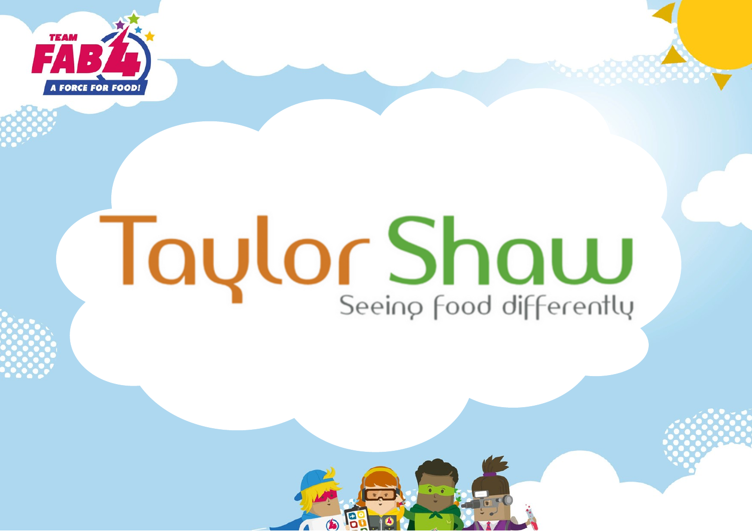TEAM FAB 4

A FORCE FOR FOOD!

# Taylor Shaw

Seeing food differently